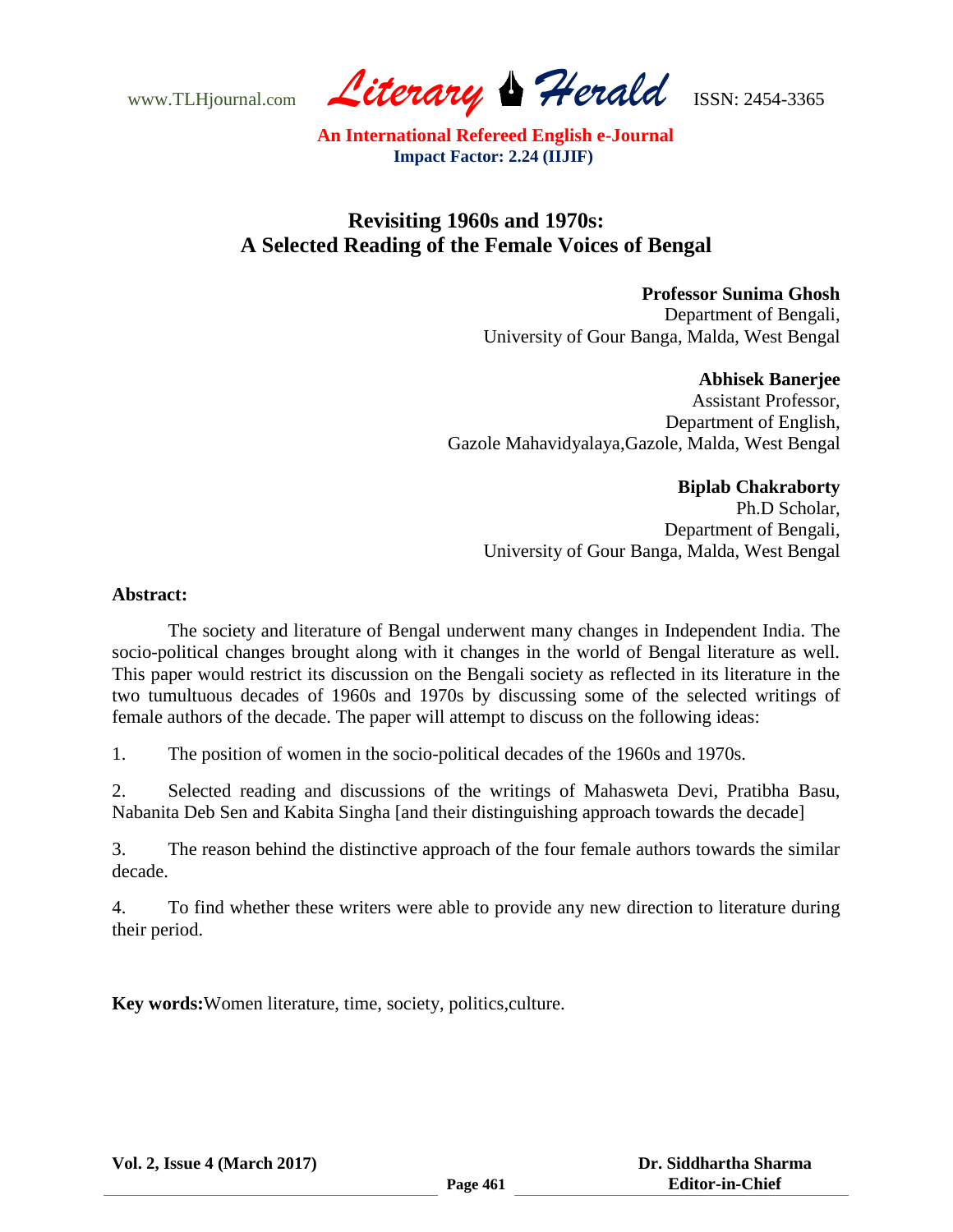# Revisiting 1960s and 1970s: A Selected Reading of the Female Voices of Bengal

**Professor Sunima Ghosh**
Department of Bengali,
University of Gour Banga, Malda, West Bengal

**Abhisek Banerjee**
Assistant Professor,
Department of English,
Gazole Mahavidyalaya,Gazole, Malda, West Bengal

**Biplab Chakraborty**
Ph.D Scholar,
Department of Bengali,
University of Gour Banga, Malda, West Bengal

**Abstract:**

The society and literature of Bengal underwent many changes in Independent India. The socio-political changes brought along with it changes in the world of Bengal literature as well. This paper would restrict its discussion on the Bengali society as reflected in its literature in the two tumultuous decades of 1960s and 1970s by discussing some of the selected writings of female authors of the decade. The paper will attempt to discuss on the following ideas:

1. The position of women in the socio-political decades of the 1960s and 1970s.

2. Selected reading and discussions of the writings of Mahasweta Devi, Pratibha Basu, Nabanita Deb Sen and Kabita Singha [and their distinguishing approach towards the decade]

3. The reason behind the distinctive approach of the four female authors towards the similar decade.

4. To find whether these writers were able to provide any new direction to literature during their period.

**Key words:** Women literature, time, society, politics, culture.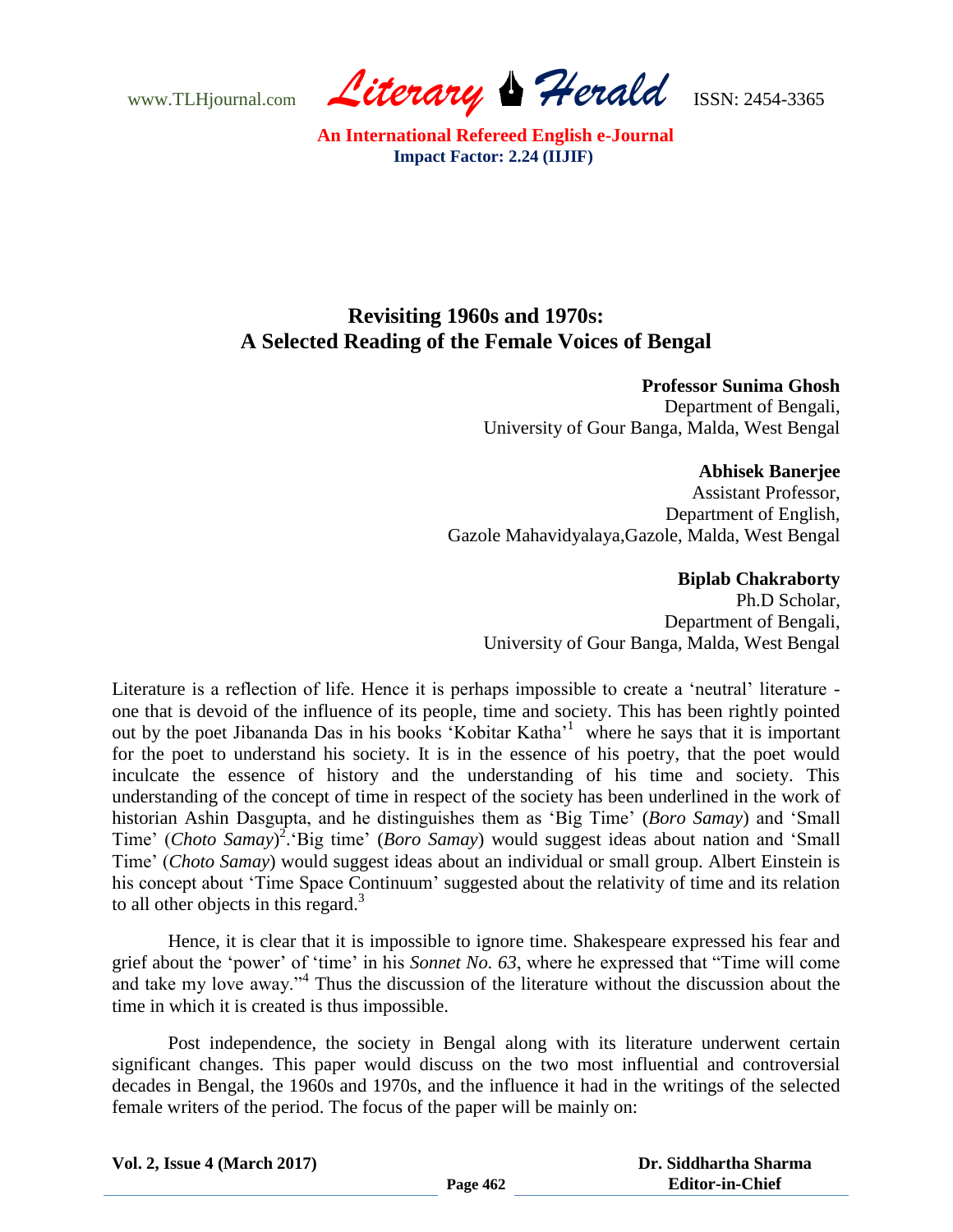# Revisiting 1960s and 1970s: A Selected Reading of the Female Voices of Bengal

**Professor Sunima Ghosh**
Department of Bengali,
University of Gour Banga, Malda, West Bengal

**Abhisek Banerjee**
Assistant Professor,
Department of English,
Gazole Mahavidyalaya,Gazole, Malda, West Bengal

**Biplab Chakraborty**
Ph.D Scholar,
Department of Bengali,
University of Gour Banga, Malda, West Bengal

Literature is a reflection of life. Hence it is perhaps impossible to create a 'neutral' literature - one that is devoid of the influence of its people, time and society. This has been rightly pointed out by the poet Jibananda Das in his books 'Kobitar Katha'[1] where he says that it is important for the poet to understand his society. It is in the essence of his poetry, that the poet would inculcate the essence of history and the understanding of his time and society. This understanding of the concept of time in respect of the society has been underlined in the work of historian Ashin Dasgupta, and he distinguishes them as 'Big Time' (*Boro Samay*) and 'Small Time' (*Choto Samay*)[2].'Big time' (*Boro Samay*) would suggest ideas about nation and 'Small Time' (*Choto Samay*) would suggest ideas about an individual or small group. Albert Einstein is his concept about 'Time Space Continuum' suggested about the relativity of time and its relation to all other objects in this regard.[3]

Hence, it is clear that it is impossible to ignore time. Shakespeare expressed his fear and grief about the 'power' of 'time' in his *Sonnet No. 63*, where he expressed that "Time will come and take my love away."[4] Thus the discussion of the literature without the discussion about the time in which it is created is thus impossible.

Post independence, the society in Bengal along with its literature underwent certain significant changes. This paper would discuss on the two most influential and controversial decades in Bengal, the 1960s and 1970s, and the influence it had in the writings of the selected female writers of the period. The focus of the paper will be mainly on: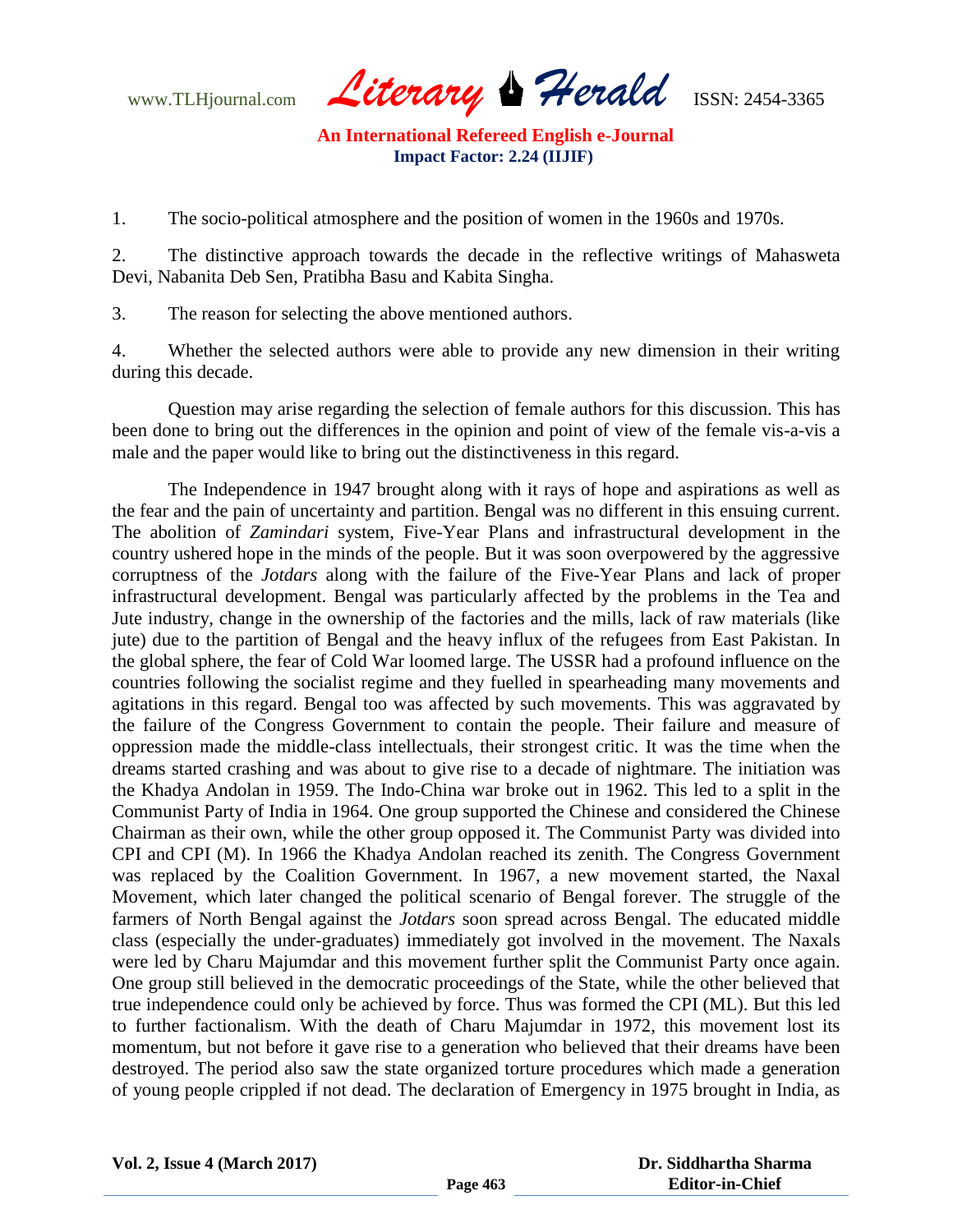1. The socio-political atmosphere and the position of women in the 1960s and 1970s.

2. The distinctive approach towards the decade in the reflective writings of Mahasweta Devi, Nabanita Deb Sen, Pratibha Basu and Kabita Singha.

3. The reason for selecting the above mentioned authors.

4. Whether the selected authors were able to provide any new dimension in their writing during this decade.

Question may arise regarding the selection of female authors for this discussion. This has been done to bring out the differences in the opinion and point of view of the female vis-a-vis a male and the paper would like to bring out the distinctiveness in this regard.

The Independence in 1947 brought along with it rays of hope and aspirations as well as the fear and the pain of uncertainty and partition. Bengal was no different in this ensuing current. The abolition of *Zamindari* system, Five-Year Plans and infrastructural development in the country ushered hope in the minds of the people. But it was soon overpowered by the aggressive corruptness of the *Jotdars* along with the failure of the Five-Year Plans and lack of proper infrastructural development. Bengal was particularly affected by the problems in the Tea and Jute industry, change in the ownership of the factories and the mills, lack of raw materials (like jute) due to the partition of Bengal and the heavy influx of the refugees from East Pakistan. In the global sphere, the fear of Cold War loomed large. The USSR had a profound influence on the countries following the socialist regime and they fuelled in spearheading many movements and agitations in this regard. Bengal too was affected by such movements. This was aggravated by the failure of the Congress Government to contain the people. Their failure and measure of oppression made the middle-class intellectuals, their strongest critic. It was the time when the dreams started crashing and was about to give rise to a decade of nightmare. The initiation was the Khadya Andolan in 1959. The Indo-China war broke out in 1962. This led to a split in the Communist Party of India in 1964. One group supported the Chinese and considered the Chinese Chairman as their own, while the other group opposed it. The Communist Party was divided into CPI and CPI (M). In 1966 the Khadya Andolan reached its zenith. The Congress Government was replaced by the Coalition Government. In 1967, a new movement started, the Naxal Movement, which later changed the political scenario of Bengal forever. The struggle of the farmers of North Bengal against the *Jotdars* soon spread across Bengal. The educated middle class (especially the under-graduates) immediately got involved in the movement. The Naxals were led by Charu Majumdar and this movement further split the Communist Party once again. One group still believed in the democratic proceedings of the State, while the other believed that true independence could only be achieved by force. Thus was formed the CPI (ML). But this led to further factionalism. With the death of Charu Majumdar in 1972, this movement lost its momentum, but not before it gave rise to a generation who believed that their dreams have been destroyed. The period also saw the state organized torture procedures which made a generation of young people crippled if not dead. The declaration of Emergency in 1975 brought in India, as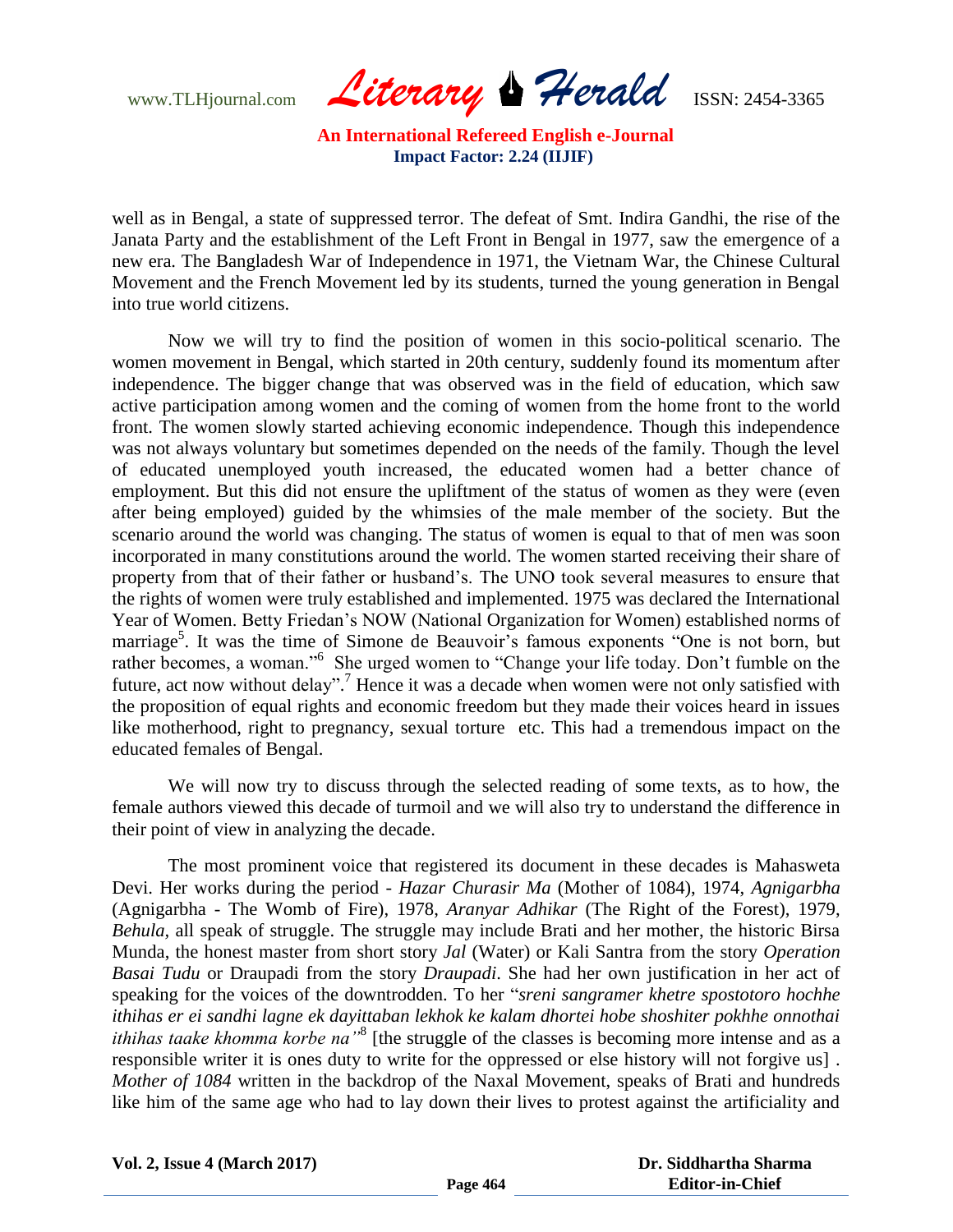well as in Bengal, a state of suppressed terror. The defeat of Smt. Indira Gandhi, the rise of the Janata Party and the establishment of the Left Front in Bengal in 1977, saw the emergence of a new era. The Bangladesh War of Independence in 1971, the Vietnam War, the Chinese Cultural Movement and the French Movement led by its students, turned the young generation in Bengal into true world citizens.

Now we will try to find the position of women in this socio-political scenario. The women movement in Bengal, which started in 20th century, suddenly found its momentum after independence. The bigger change that was observed was in the field of education, which saw active participation among women and the coming of women from the home front to the world front. The women slowly started achieving economic independence. Though this independence was not always voluntary but sometimes depended on the needs of the family. Though the level of educated unemployed youth increased, the educated women had a better chance of employment. But this did not ensure the upliftment of the status of women as they were (even after being employed) guided by the whimsies of the male member of the society. But the scenario around the world was changing. The status of women is equal to that of men was soon incorporated in many constitutions around the world. The women started receiving their share of property from that of their father or husband's. The UNO took several measures to ensure that the rights of women were truly established and implemented. 1975 was declared the International Year of Women. Betty Friedan's NOW (National Organization for Women) established norms of marriage[5]. It was the time of Simone de Beauvoir's famous exponents "One is not born, but rather becomes, a woman."[6] She urged women to "Change your life today. Don't fumble on the future, act now without delay".[7] Hence it was a decade when women were not only satisfied with the proposition of equal rights and economic freedom but they made their voices heard in issues like motherhood, right to pregnancy, sexual torture etc. This had a tremendous impact on the educated females of Bengal.

We will now try to discuss through the selected reading of some texts, as to how, the female authors viewed this decade of turmoil and we will also try to understand the difference in their point of view in analyzing the decade.

The most prominent voice that registered its document in these decades is Mahasweta Devi. Her works during the period - *Hazar Churasir Ma* (Mother of 1084), 1974, *Agnigarbha* (Agnigarbha - The Womb of Fire), 1978, *Aranyar Adhikar* (The Right of the Forest), 1979, *Behula*, all speak of struggle. The struggle may include Brati and her mother, the historic Birsa Munda, the honest master from short story *Jal* (Water) or Kali Santra from the story *Operation Basai Tudu* or Draupadi from the story *Draupadi*. She had her own justification in her act of speaking for the voices of the downtrodden. To her "*sreni sangramer khetre spostotoro hochhe ithihas er ei sandhi lagne ek dayittaban lekhok ke kalam dhortei hobe shoshiter pokhhe onnothai ithihas taake khomma korbe na"*[8] [the struggle of the classes is becoming more intense and as a responsible writer it is ones duty to write for the oppressed or else history will not forgive us] . *Mother of 1084* written in the backdrop of the Naxal Movement, speaks of Brati and hundreds like him of the same age who had to lay down their lives to protest against the artificiality and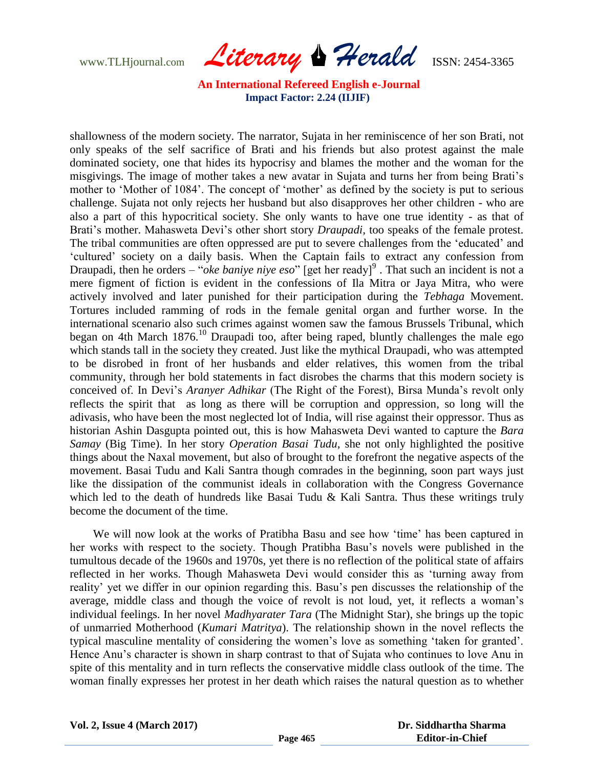shallowness of the modern society. The narrator, Sujata in her reminiscence of her son Brati, not only speaks of the self sacrifice of Brati and his friends but also protest against the male dominated society, one that hides its hypocrisy and blames the mother and the woman for the misgivings. The image of mother takes a new avatar in Sujata and turns her from being Brati's mother to 'Mother of 1084'. The concept of 'mother' as defined by the society is put to serious challenge. Sujata not only rejects her husband but also disapproves her other children - who are also a part of this hypocritical society. She only wants to have one true identity - as that of Brati's mother. Mahasweta Devi's other short story *Draupadi*, too speaks of the female protest. The tribal communities are often oppressed are put to severe challenges from the 'educated' and 'cultured' society on a daily basis. When the Captain fails to extract any confession from Draupadi, then he orders – "*oke baniye niye eso*" [get her ready][9] . That such an incident is not a mere figment of fiction is evident in the confessions of Ila Mitra or Jaya Mitra, who were actively involved and later punished for their participation during the *Tebhaga* Movement. Tortures included ramming of rods in the female genital organ and further worse. In the international scenario also such crimes against women saw the famous Brussels Tribunal, which began on 4th March 1876.[10] Draupadi too, after being raped, bluntly challenges the male ego which stands tall in the society they created. Just like the mythical Draupadi, who was attempted to be disrobed in front of her husbands and elder relatives, this women from the tribal community, through her bold statements in fact disrobes the charms that this modern society is conceived of. In Devi's *Aranyer Adhikar* (The Right of the Forest), Birsa Munda's revolt only reflects the spirit that as long as there will be corruption and oppression, so long will the adivasis, who have been the most neglected lot of India, will rise against their oppressor. Thus as historian Ashin Dasgupta pointed out, this is how Mahasweta Devi wanted to capture the *Bara Samay* (Big Time). In her story *Operation Basai Tudu*, she not only highlighted the positive things about the Naxal movement, but also of brought to the forefront the negative aspects of the movement. Basai Tudu and Kali Santra though comrades in the beginning, soon part ways just like the dissipation of the communist ideals in collaboration with the Congress Governance which led to the death of hundreds like Basai Tudu & Kali Santra. Thus these writings truly become the document of the time.

We will now look at the works of Pratibha Basu and see how 'time' has been captured in her works with respect to the society. Though Pratibha Basu's novels were published in the tumultous decade of the 1960s and 1970s, yet there is no reflection of the political state of affairs reflected in her works. Though Mahasweta Devi would consider this as 'turning away from reality' yet we differ in our opinion regarding this. Basu's pen discusses the relationship of the average, middle class and though the voice of revolt is not loud, yet, it reflects a woman's individual feelings. In her novel *Madhyarater Tara* (The Midnight Star), she brings up the topic of unmarried Motherhood (*Kumari Matritya*). The relationship shown in the novel reflects the typical masculine mentality of considering the women's love as something 'taken for granted'. Hence Anu's character is shown in sharp contrast to that of Sujata who continues to love Anu in spite of this mentality and in turn reflects the conservative middle class outlook of the time. The woman finally expresses her protest in her death which raises the natural question as to whether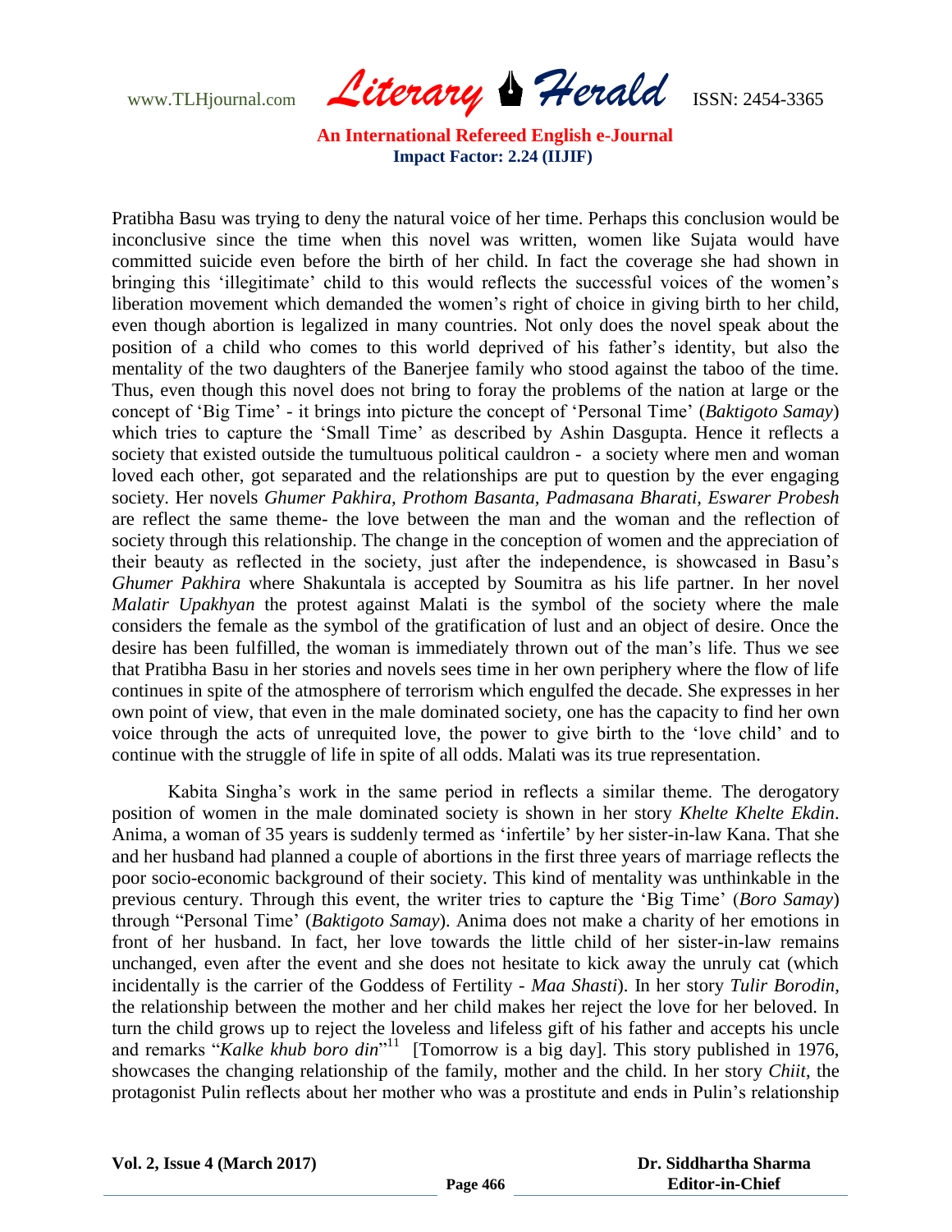Pratibha Basu was trying to deny the natural voice of her time. Perhaps this conclusion would be inconclusive since the time when this novel was written, women like Sujata would have committed suicide even before the birth of her child. In fact the coverage she had shown in bringing this 'illegitimate' child to this would reflects the successful voices of the women's liberation movement which demanded the women's right of choice in giving birth to her child, even though abortion is legalized in many countries. Not only does the novel speak about the position of a child who comes to this world deprived of his father's identity, but also the mentality of the two daughters of the Banerjee family who stood against the taboo of the time. Thus, even though this novel does not bring to foray the problems of the nation at large or the concept of 'Big Time' - it brings into picture the concept of 'Personal Time' (*Baktigoto Samay*) which tries to capture the 'Small Time' as described by Ashin Dasgupta. Hence it reflects a society that existed outside the tumultuous political cauldron - a society where men and woman loved each other, got separated and the relationships are put to question by the ever engaging society. Her novels *Ghumer Pakhira*, *Prothom Basanta*, *Padmasana Bharati*, *Eswarer Probesh* are reflect the same theme- the love between the man and the woman and the reflection of society through this relationship. The change in the conception of women and the appreciation of their beauty as reflected in the society, just after the independence, is showcased in Basu's *Ghumer Pakhira* where Shakuntala is accepted by Soumitra as his life partner. In her novel *Malatir Upakhyan* the protest against Malati is the symbol of the society where the male considers the female as the symbol of the gratification of lust and an object of desire. Once the desire has been fulfilled, the woman is immediately thrown out of the man's life. Thus we see that Pratibha Basu in her stories and novels sees time in her own periphery where the flow of life continues in spite of the atmosphere of terrorism which engulfed the decade. She expresses in her own point of view, that even in the male dominated society, one has the capacity to find her own voice through the acts of unrequited love, the power to give birth to the 'love child' and to continue with the struggle of life in spite of all odds. Malati was its true representation.

Kabita Singha's work in the same period in reflects a similar theme. The derogatory position of women in the male dominated society is shown in her story *Khelte Khelte Ekdin*. Anima, a woman of 35 years is suddenly termed as 'infertile' by her sister-in-law Kana. That she and her husband had planned a couple of abortions in the first three years of marriage reflects the poor socio-economic background of their society. This kind of mentality was unthinkable in the previous century. Through this event, the writer tries to capture the 'Big Time' (*Boro Samay*) through "Personal Time' (*Baktigoto Samay*). Anima does not make a charity of her emotions in front of her husband. In fact, her love towards the little child of her sister-in-law remains unchanged, even after the event and she does not hesitate to kick away the unruly cat (which incidentally is the carrier of the Goddess of Fertility - *Maa Shasti*). In her story *Tulir Borodin*, the relationship between the mother and her child makes her reject the love for her beloved. In turn the child grows up to reject the loveless and lifeless gift of his father and accepts his uncle and remarks "*Kalke khub boro din*"[11] [Tomorrow is a big day]. This story published in 1976, showcases the changing relationship of the family, mother and the child. In her story *Chiit*, the protagonist Pulin reflects about her mother who was a prostitute and ends in Pulin's relationship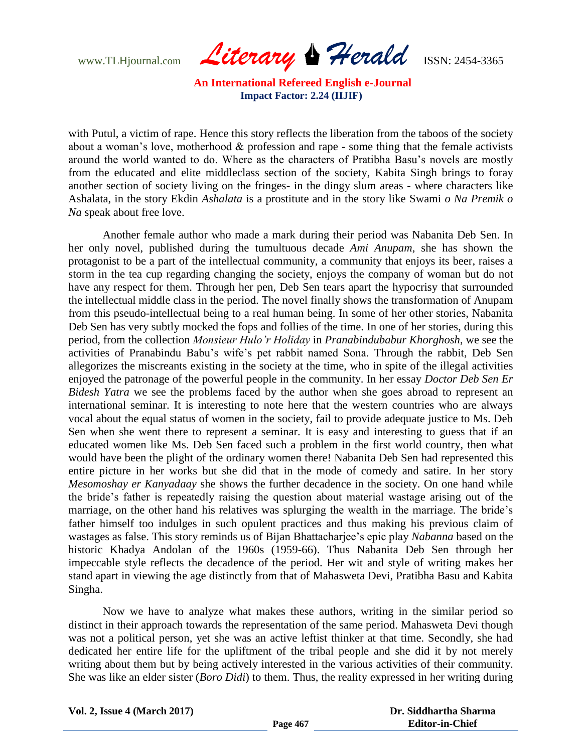with Putul, a victim of rape. Hence this story reflects the liberation from the taboos of the society about a woman's love, motherhood & profession and rape - some thing that the female activists around the world wanted to do. Where as the characters of Pratibha Basu's novels are mostly from the educated and elite middleclass section of the society, Kabita Singh brings to foray another section of society living on the fringes- in the dingy slum areas - where characters like Ashalata, in the story Ekdin *Ashalata* is a prostitute and in the story like Swami *o Na Premik o Na* speak about free love.

Another female author who made a mark during their period was Nabanita Deb Sen. In her only novel, published during the tumultuous decade *Ami Anupam*, she has shown the protagonist to be a part of the intellectual community, a community that enjoys its beer, raises a storm in the tea cup regarding changing the society, enjoys the company of woman but do not have any respect for them. Through her pen, Deb Sen tears apart the hypocrisy that surrounded the intellectual middle class in the period. The novel finally shows the transformation of Anupam from this pseudo-intellectual being to a real human being. In some of her other stories, Nabanita Deb Sen has very subtly mocked the fops and follies of the time. In one of her stories, during this period, from the collection *Monsieur Hulo'r Holiday* in *Pranabindubabur Khorghosh*, we see the activities of Pranabindu Babu's wife's pet rabbit named Sona. Through the rabbit, Deb Sen allegorizes the miscreants existing in the society at the time, who in spite of the illegal activities enjoyed the patronage of the powerful people in the community. In her essay *Doctor Deb Sen Er Bidesh Yatra* we see the problems faced by the author when she goes abroad to represent an international seminar. It is interesting to note here that the western countries who are always vocal about the equal status of women in the society, fail to provide adequate justice to Ms. Deb Sen when she went there to represent a seminar. It is easy and interesting to guess that if an educated women like Ms. Deb Sen faced such a problem in the first world country, then what would have been the plight of the ordinary women there! Nabanita Deb Sen had represented this entire picture in her works but she did that in the mode of comedy and satire. In her story *Mesomoshay er Kanyadaay* she shows the further decadence in the society. On one hand while the bride's father is repeatedly raising the question about material wastage arising out of the marriage, on the other hand his relatives was splurging the wealth in the marriage. The bride's father himself too indulges in such opulent practices and thus making his previous claim of wastages as false. This story reminds us of Bijan Bhattacharjee's epic play *Nabanna* based on the historic Khadya Andolan of the 1960s (1959-66). Thus Nabanita Deb Sen through her impeccable style reflects the decadence of the period. Her wit and style of writing makes her stand apart in viewing the age distinctly from that of Mahasweta Devi, Pratibha Basu and Kabita Singha.

Now we have to analyze what makes these authors, writing in the similar period so distinct in their approach towards the representation of the same period. Mahasweta Devi though was not a political person, yet she was an active leftist thinker at that time. Secondly, she had dedicated her entire life for the upliftment of the tribal people and she did it by not merely writing about them but by being actively interested in the various activities of their community. She was like an elder sister (*Boro Didi*) to them. Thus, the reality expressed in her writing during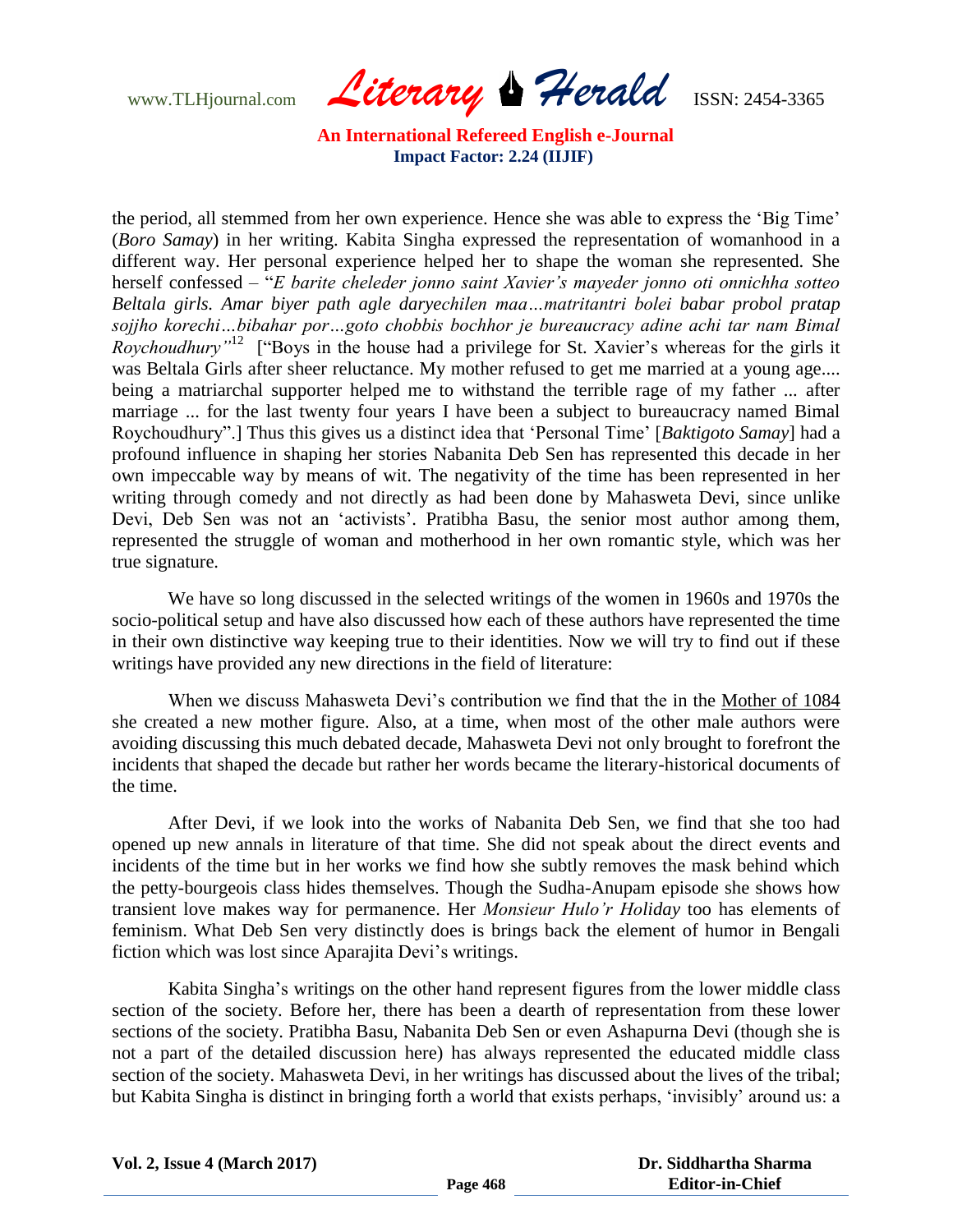the period, all stemmed from her own experience. Hence she was able to express the 'Big Time' (*Boro Samay*) in her writing. Kabita Singha expressed the representation of womanhood in a different way. Her personal experience helped her to shape the woman she represented. She herself confessed – "*E barite cheleder jonno saint Xavier's mayeder jonno oti onnichha sotteo Beltala girls. Amar biyer path agle daryechilen maa…matritantri bolei babar probol pratap sojjho korechi…bibahar por…goto chobbis bochhor je bureaucracy adine achi tar nam Bimal Roychoudhury"*[12] ["Boys in the house had a privilege for St. Xavier's whereas for the girls it was Beltala Girls after sheer reluctance. My mother refused to get me married at a young age.... being a matriarchal supporter helped me to withstand the terrible rage of my father ... after marriage ... for the last twenty four years I have been a subject to bureaucracy named Bimal Roychoudhury".] Thus this gives us a distinct idea that 'Personal Time' [*Baktigoto Samay*] had a profound influence in shaping her stories Nabanita Deb Sen has represented this decade in her own impeccable way by means of wit. The negativity of the time has been represented in her writing through comedy and not directly as had been done by Mahasweta Devi, since unlike Devi, Deb Sen was not an 'activists'. Pratibha Basu, the senior most author among them, represented the struggle of woman and motherhood in her own romantic style, which was her true signature.

We have so long discussed in the selected writings of the women in 1960s and 1970s the socio-political setup and have also discussed how each of these authors have represented the time in their own distinctive way keeping true to their identities. Now we will try to find out if these writings have provided any new directions in the field of literature:

When we discuss Mahasweta Devi's contribution we find that the in the <u>Mother of 1084</u> she created a new mother figure. Also, at a time, when most of the other male authors were avoiding discussing this much debated decade, Mahasweta Devi not only brought to forefront the incidents that shaped the decade but rather her words became the literary-historical documents of the time.

After Devi, if we look into the works of Nabanita Deb Sen, we find that she too had opened up new annals in literature of that time. She did not speak about the direct events and incidents of the time but in her works we find how she subtly removes the mask behind which the petty-bourgeois class hides themselves. Though the Sudha-Anupam episode she shows how transient love makes way for permanence. Her *Monsieur Hulo'r Holiday* too has elements of feminism. What Deb Sen very distinctly does is brings back the element of humor in Bengali fiction which was lost since Aparajita Devi's writings.

Kabita Singha's writings on the other hand represent figures from the lower middle class section of the society. Before her, there has been a dearth of representation from these lower sections of the society. Pratibha Basu, Nabanita Deb Sen or even Ashapurna Devi (though she is not a part of the detailed discussion here) has always represented the educated middle class section of the society. Mahasweta Devi, in her writings has discussed about the lives of the tribal; but Kabita Singha is distinct in bringing forth a world that exists perhaps, 'invisibly' around us: a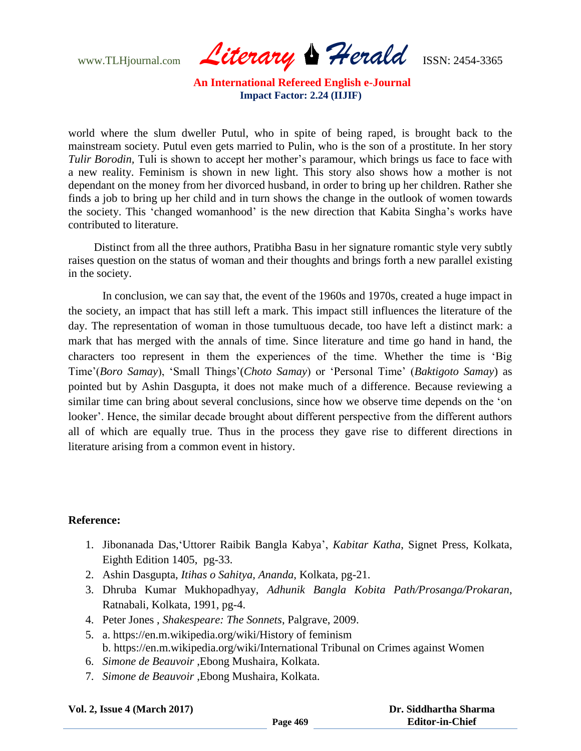world where the slum dweller Putul, who in spite of being raped, is brought back to the mainstream society. Putul even gets married to Pulin, who is the son of a prostitute. In her story *Tulir Borodin,* Tuli is shown to accept her mother's paramour, which brings us face to face with a new reality. Feminism is shown in new light. This story also shows how a mother is not dependant on the money from her divorced husband, in order to bring up her children. Rather she finds a job to bring up her child and in turn shows the change in the outlook of women towards the society. This 'changed womanhood' is the new direction that Kabita Singha's works have contributed to literature.

Distinct from all the three authors, Pratibha Basu in her signature romantic style very subtly raises question on the status of woman and their thoughts and brings forth a new parallel existing in the society.

In conclusion, we can say that, the event of the 1960s and 1970s, created a huge impact in the society, an impact that has still left a mark. This impact still influences the literature of the day. The representation of woman in those tumultuous decade, too have left a distinct mark: a mark that has merged with the annals of time. Since literature and time go hand in hand, the characters too represent in them the experiences of the time. Whether the time is 'Big Time'(*Boro Samay*), 'Small Things'(*Choto Samay*) or 'Personal Time' (*Baktigoto Samay*) as pointed but by Ashin Dasgupta, it does not make much of a difference. Because reviewing a similar time can bring about several conclusions, since how we observe time depends on the 'on looker'. Hence, the similar decade brought about different perspective from the different authors all of which are equally true. Thus in the process they gave rise to different directions in literature arising from a common event in history.

**Reference:**

1. Jibonanada Das,'Uttorer Raibik Bangla Kabya', *Kabitar Katha*, Signet Press, Kolkata, Eighth Edition 1405, pg-33.
2. Ashin Dasgupta, *Itihas o Sahitya, Ananda*, Kolkata, pg-21.
3. Dhruba Kumar Mukhopadhyay, *Adhunik Bangla Kobita Path/Prosanga/Prokaran*, Ratnabali, Kolkata, 1991, pg-4.
4. Peter Jones , *Shakespeare: The Sonnets*, Palgrave, 2009.
5. a. https://en.m.wikipedia.org/wiki/History of feminism
   b. https://en.m.wikipedia.org/wiki/International Tribunal on Crimes against Women
6. *Simone de Beauvoir* ,Ebong Mushaira, Kolkata.
7. *Simone de Beauvoir* ,Ebong Mushaira, Kolkata.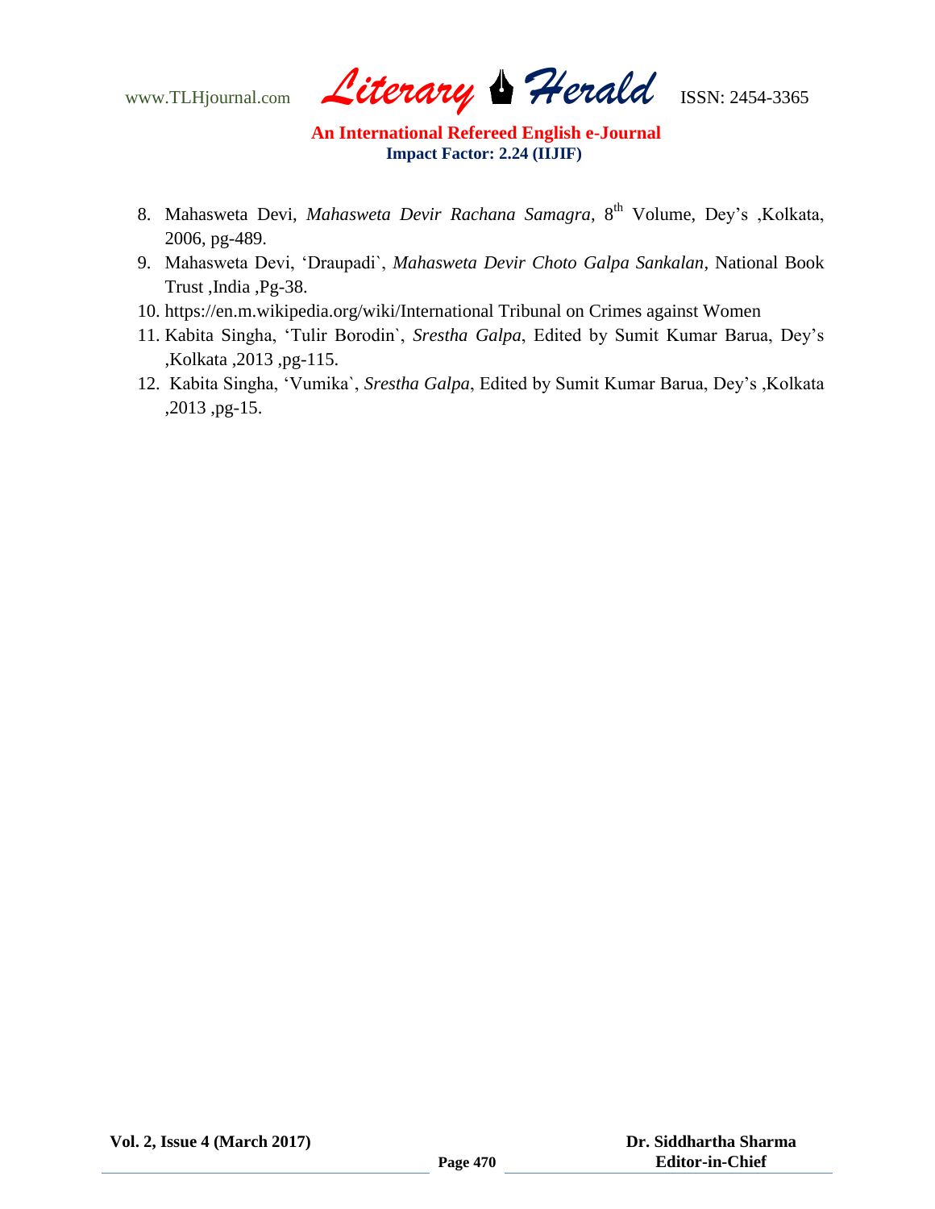8. Mahasweta Devi, *Mahasweta Devir Rachana Samagra*, 8th Volume, Dey's ,Kolkata, 2006, pg-489.
9. Mahasweta Devi, 'Draupadi`, *Mahasweta Devir Choto Galpa Sankalan*, National Book Trust ,India ,Pg-38.
10. https://en.m.wikipedia.org/wiki/International Tribunal on Crimes against Women
11. Kabita Singha, 'Tulir Borodin`, *Srestha Galpa*, Edited by Sumit Kumar Barua, Dey's ,Kolkata ,2013 ,pg-115.
12. Kabita Singha, 'Vumika`, *Srestha Galpa*, Edited by Sumit Kumar Barua, Dey's ,Kolkata ,2013 ,pg-15.